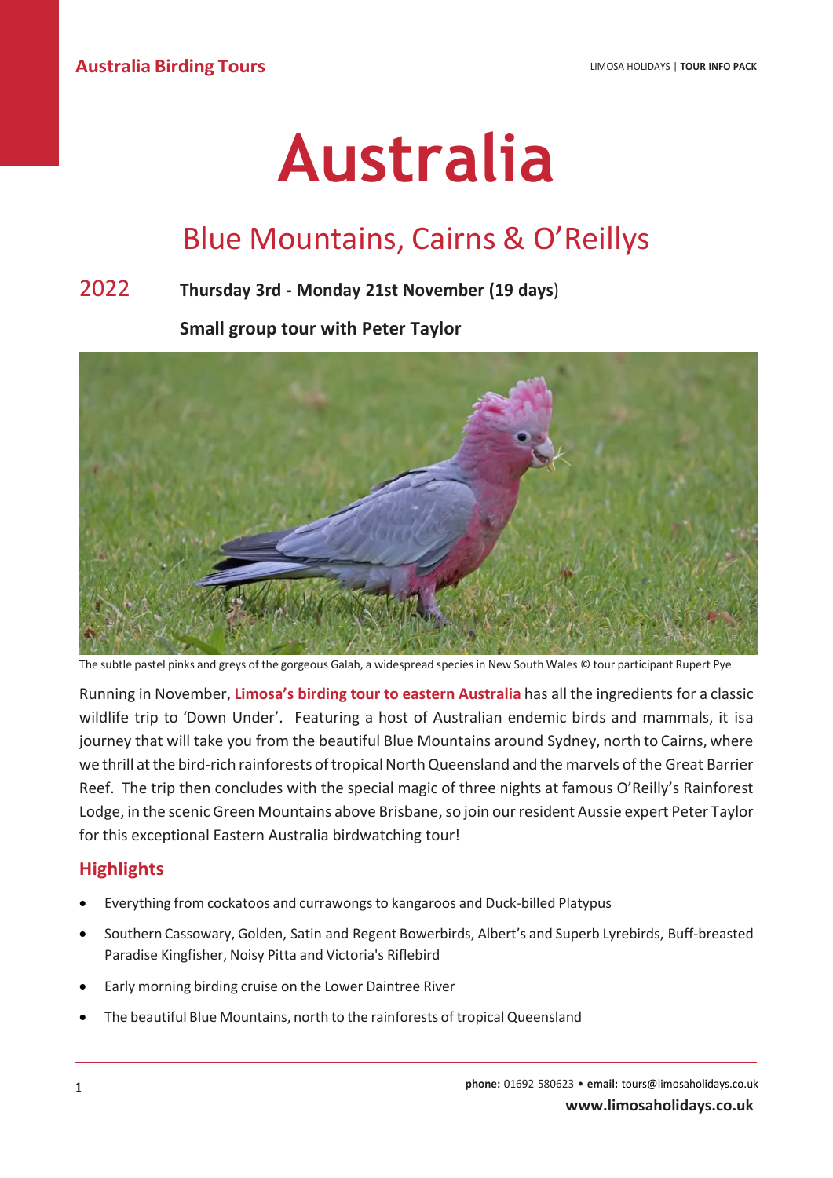# Australia

## Blue Mountains, Cairns & O'Reillys

2022 **Thursday 3rd - Monday 21st November (19 days)**

**Small group tour with Peter Taylor**

The subtle pastel pinks and greys of the gorgeous Galah, a widespread species in New South Wales © tour participant Rupert Pye

Running in November, **Limosa's birding tour to eastern Australia** has all the ingredients for a classic wildlife trip to 'Down Under'. Featuring a host of Australian endemic birds and mammals, it isa journey that will take you from the beautiful Blue Mountains around Sydney, north to Cairns, where we thrill at the bird-rich rainforests of tropical North Queensland and the marvels of the Great Barrier Reef. The trip then concludes with the special magic of three nights at famous O'Reilly's Rainforest Lodge, in the scenic Green Mountains above Brisbane, so join our resident Aussie expert Peter Taylor for this exceptional Eastern Australia birdwatching tour!

## Highlights

- Everything from cockatoos and currawongs to kangaroos and Duck-billed Platypus
- Southern Cassowary, Golden, Satin and Regent Bowerbirds, Albert's and Superb Lyrebirds, Buff-breasted Paradise Kingfisher, Noisy Pitta and Victoria's Riflebird
- Early morning birding cruise on the Lower Daintree River
- The beautiful Blue Mountains, north to the rainforests of tropical Queensland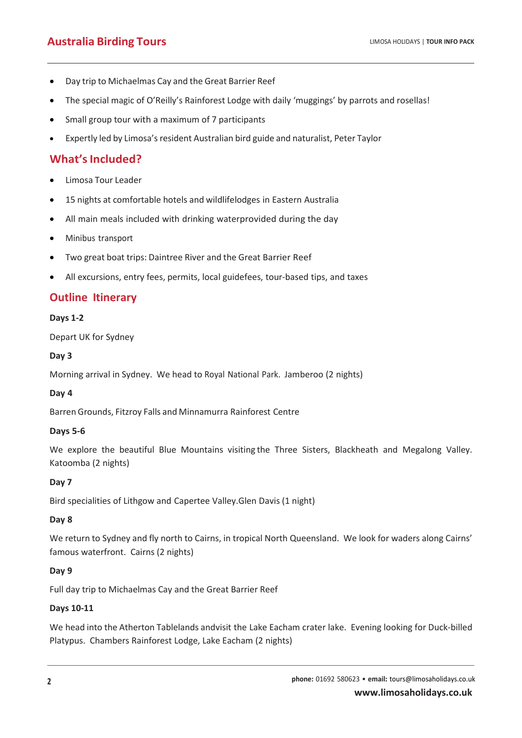- Day trip to Michaelmas Cay and the Great Barrier Reef
- The special magic of O'Reilly's Rainforest Lodge with daily 'muggings' by parrots and rosellas!
- Small group tour with a maximum of 7 participants
- Expertly led by Limosa's resident Australian bird guide and naturalist, Peter Taylor

## What's Included?

- Limosa Tour Leader
- 15 nights at comfortable hotels and wildlifelodges in Eastern Australia
- All main meals included with drinking waterprovided during the day
- Minibus transport
- Two great boat trips: Daintree River and the Great Barrier Reef
- All excursions, entry fees, permits, local guidefees, tour-based tips, and taxes

## Outline Itinerary

**Days 1-2**

Depart UK for Sydney

**Day 3**

Morning arrival in Sydney. We head to Royal National Park. Jamberoo (2 nights)

**Day 4**

Barren Grounds, Fitzroy Falls and Minnamurra Rainforest Centre

**Days 5-6**

We explore the beautiful Blue Mountains visiting the Three Sisters, Blackheath and Megalong Valley. Katoomba (2 nights)

**Day 7**

Bird specialities of Lithgow and Capertee Valley.Glen Davis (1 night)

**Day 8**

We return to Sydney and fly north to Cairns, in tropical North Queensland. We look for waders along Cairns' famous waterfront. Cairns (2 nights)

**Day 9**

Full day trip to Michaelmas Cay and the Great Barrier Reef

**Days 10-11**

We head into the Atherton Tablelands andvisit the Lake Eacham crater lake. Evening looking for Duck-billed Platypus. Chambers Rainforest Lodge, Lake Eacham (2 nights)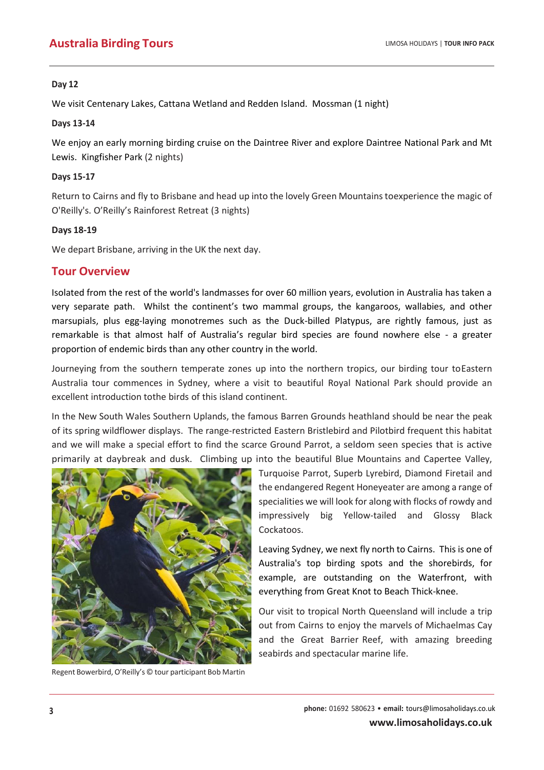**Day 12**

We visit Centenary Lakes, Cattana Wetland and Redden Island. Mossman (1 night)

**Days 13-14**

We enjoy an early morning birding cruise on the Daintree River and explore Daintree National Park and Mt Lewis. Kingfisher Park (2 nights)

**Days 15-17**

Return to Cairns and fly to Brisbane and head up into the lovely Green Mountains toexperience the magic of O'Reilly's. O'Reilly's Rainforest Retreat (3 nights)

**Days 18-19**

We depart Brisbane, arriving in the UK the next day.

## Tour Overview

Isolated from the rest of the world's landmasses for over 60 million years, evolution in Australia has taken a very separate path. Whilst the continent's two mammal groups, the kangaroos, wallabies, and other marsupials, plus egg-laying monotremes such as the Duck-billed Platypus, are rightly famous, just as remarkable is that almost half of Australia's regular bird species are found nowhere else - a greater proportion of endemic birds than any other country in the world.

Journeying from the southern temperate zones up into the northern tropics, our birding tour toEastern Australia tour commences in Sydney, where a visit to beautiful Royal National Park should provide an excellent introduction tothe birds of this island continent.

In the New South Wales Southern Uplands, the famous Barren Grounds heathland should be near the peak of its spring wildflower displays. The range-restricted Eastern Bristlebird and Pilotbird frequent this habitat and we will make a special effort to find the scarce Ground Parrot, a seldom seen species that is active primarily at daybreak and dusk. Climbing up into the beautiful Blue Mountains and Capertee Valley, Turquoise Parrot, Superb Lyrebird, Diamond Firetail and the endangered Regent Honeyeater are among a range of specialities we will look for along with flocks of rowdy and impressively big Yellow-tailed and Glossy Black Cockatoos.

Regent Bowerbird, O'Reilly's © tour participant Bob Martin

Leaving Sydney, we next fly north to Cairns. This is one of Australia's top birding spots and the shorebirds, for example, are outstanding on the Waterfront, with everything from Great Knot to Beach Thick-knee.

Our visit to tropical North Queensland will include a trip out from Cairns to enjoy the marvels of Michaelmas Cay and the Great Barrier Reef, with amazing breeding seabirds and spectacular marine life.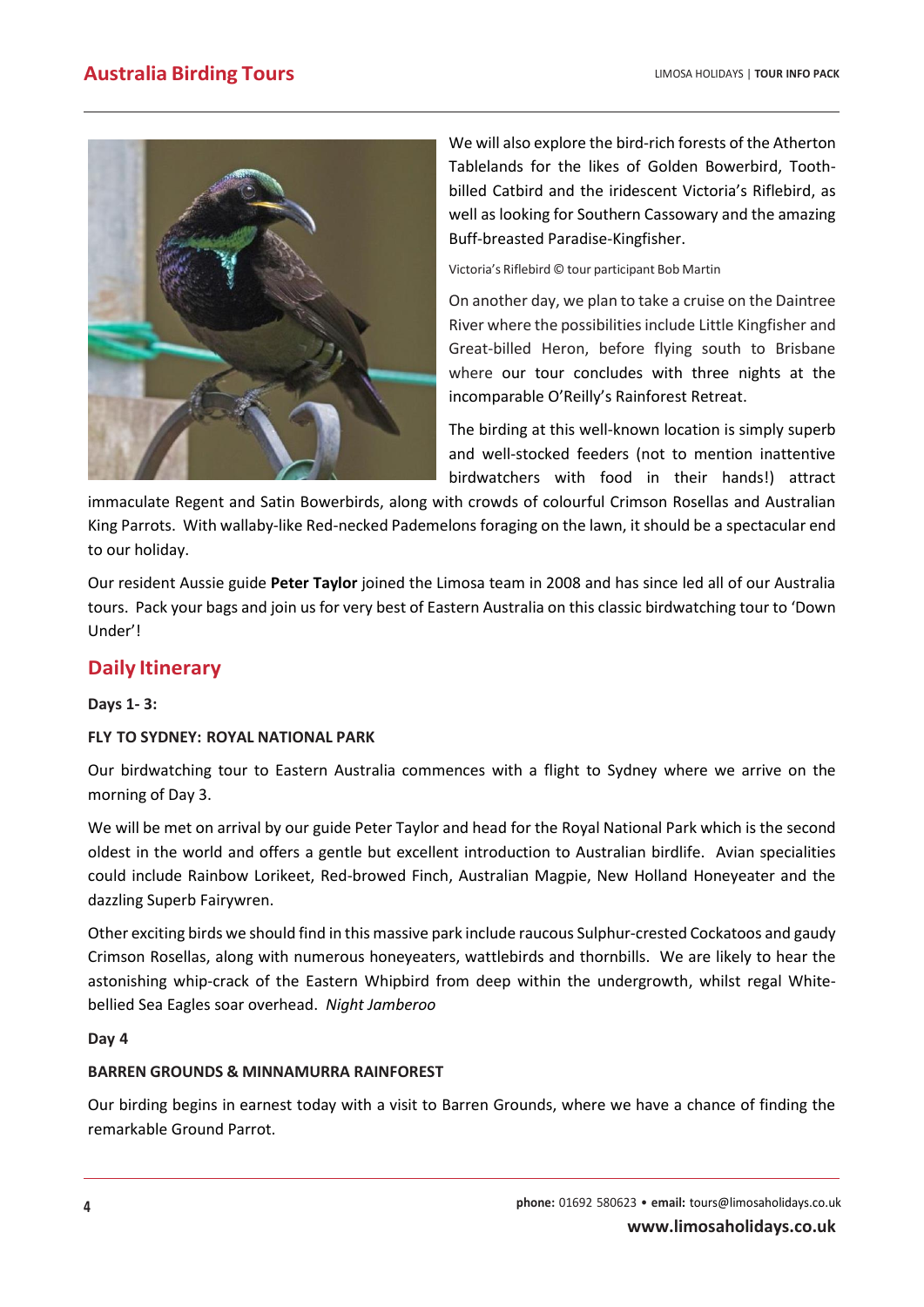We will also explore the bird-rich forests of the Atherton Tablelands for the likes of Golden Bowerbird, Tooth-billed Catbird and the iridescent Victoria's Riflebird, as well as looking for Southern Cassowary and the amazing Buff-breasted Paradise-Kingfisher.

Victoria's Riflebird © tour participant Bob Martin

On another day, we plan to take a cruise on the Daintree River where the possibilities include Little Kingfisher and Great-billed Heron, before flying south to Brisbane where our tour concludes with three nights at the incomparable O'Reilly's Rainforest Retreat.

The birding at this well-known location is simply superb and well-stocked feeders (not to mention inattentive birdwatchers with food in their hands!) attract immaculate Regent and Satin Bowerbirds, along with crowds of colourful Crimson Rosellas and Australian King Parrots. With wallaby-like Red-necked Pademelons foraging on the lawn, it should be a spectacular end to our holiday.

Our resident Aussie guide **Peter Taylor** joined the Limosa team in 2008 and has since led all of our Australia tours. Pack your bags and join us for very best of Eastern Australia on this classic birdwatching tour to 'Down Under'!

## Daily Itinerary

**Days 1- 3:**

**FLY TO SYDNEY: ROYAL NATIONAL PARK**

Our birdwatching tour to Eastern Australia commences with a flight to Sydney where we arrive on the morning of Day 3.

We will be met on arrival by our guide Peter Taylor and head for the Royal National Park which is the second oldest in the world and offers a gentle but excellent introduction to Australian birdlife. Avian specialities could include Rainbow Lorikeet, Red-browed Finch, Australian Magpie, New Holland Honeyeater and the dazzling Superb Fairywren.

Other exciting birds we should find in this massive park include raucous Sulphur-crested Cockatoos and gaudy Crimson Rosellas, along with numerous honeyeaters, wattlebirds and thornbills. We are likely to hear the astonishing whip-crack of the Eastern Whipbird from deep within the undergrowth, whilst regal White-bellied Sea Eagles soar overhead. *Night Jamberoo*

**Day 4**

**BARREN GROUNDS & MINNAMURRA RAINFOREST**

Our birding begins in earnest today with a visit to Barren Grounds, where we have a chance of finding the remarkable Ground Parrot.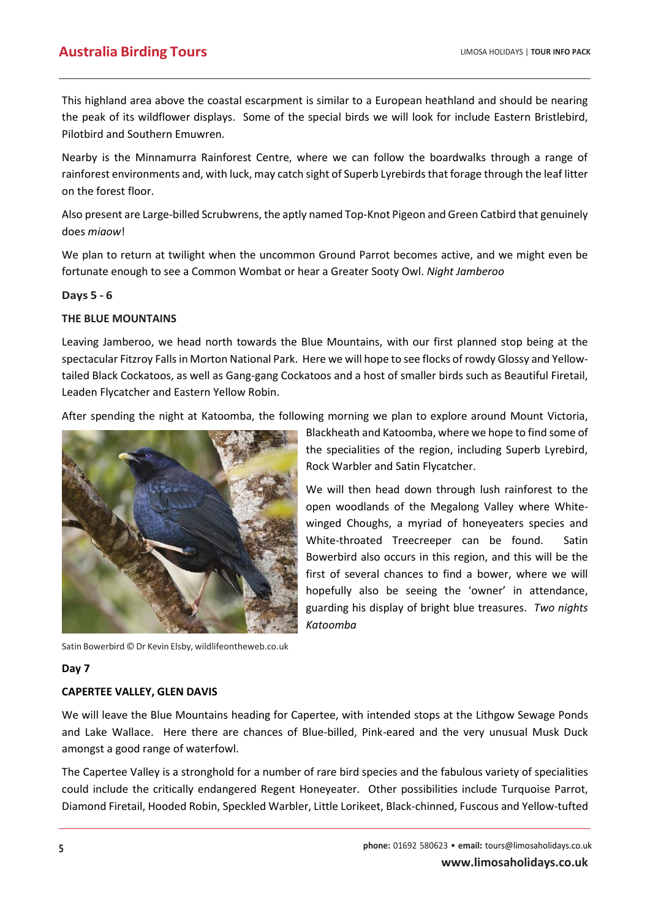This highland area above the coastal escarpment is similar to a European heathland and should be nearing the peak of its wildflower displays. Some of the special birds we will look for include Eastern Bristlebird, Pilotbird and Southern Emuwren.

Nearby is the Minnamurra Rainforest Centre, where we can follow the boardwalks through a range of rainforest environments and, with luck, may catch sight of Superb Lyrebirds that forage through the leaf litter on the forest floor.

Also present are Large-billed Scrubwrens, the aptly named Top-Knot Pigeon and Green Catbird that genuinely does *miaow*!

We plan to return at twilight when the uncommon Ground Parrot becomes active, and we might even be fortunate enough to see a Common Wombat or hear a Greater Sooty Owl. *Night Jamberoo*

**Days 5 - 6**

**THE BLUE MOUNTAINS**

Leaving Jamberoo, we head north towards the Blue Mountains, with our first planned stop being at the spectacular Fitzroy Falls in Morton National Park. Here we will hope to see flocks of rowdy Glossy and Yellow-tailed Black Cockatoos, as well as Gang-gang Cockatoos and a host of smaller birds such as Beautiful Firetail, Leaden Flycatcher and Eastern Yellow Robin.

After spending the night at Katoomba, the following morning we plan to explore around Mount Victoria, Blackheath and Katoomba, where we hope to find some of the specialities of the region, including Superb Lyrebird, Rock Warbler and Satin Flycatcher.

We will then head down through lush rainforest to the open woodlands of the Megalong Valley where White-winged Choughs, a myriad of honeyeaters species and White-throated Treecreeper can be found. Satin Bowerbird also occurs in this region, and this will be the first of several chances to find a bower, where we will hopefully also be seeing the 'owner' in attendance, guarding his display of bright blue treasures. *Two nights Katoomba*

Satin Bowerbird © Dr Kevin Elsby, wildlifeontheweb.co.uk

**Day 7**

**CAPERTEE VALLEY, GLEN DAVIS**

We will leave the Blue Mountains heading for Capertee, with intended stops at the Lithgow Sewage Ponds and Lake Wallace. Here there are chances of Blue-billed, Pink-eared and the very unusual Musk Duck amongst a good range of waterfowl.

The Capertee Valley is a stronghold for a number of rare bird species and the fabulous variety of specialities could include the critically endangered Regent Honeyeater. Other possibilities include Turquoise Parrot, Diamond Firetail, Hooded Robin, Speckled Warbler, Little Lorikeet, Black-chinned, Fuscous and Yellow-tufted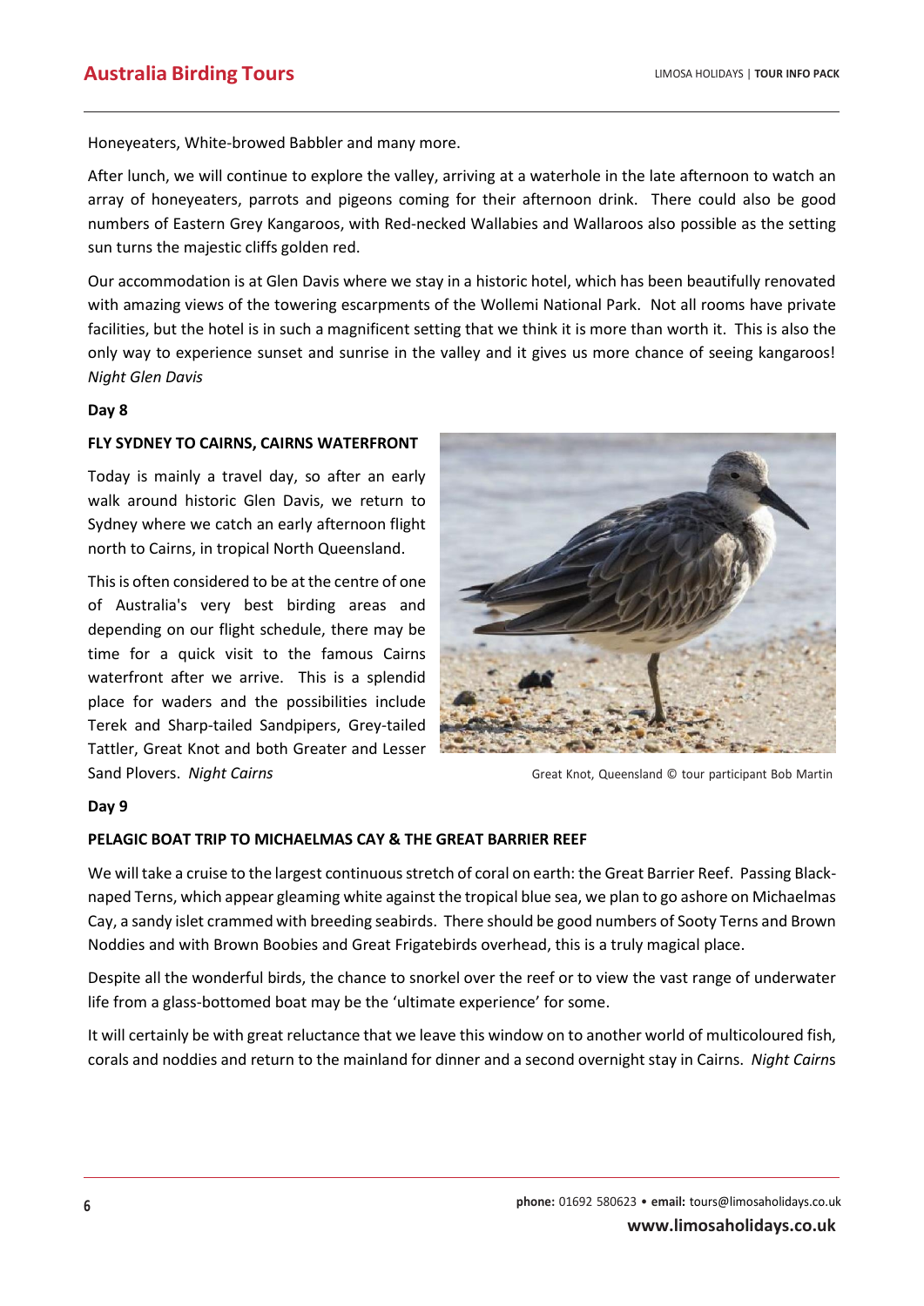Honeyeaters, White-browed Babbler and many more.

After lunch, we will continue to explore the valley, arriving at a waterhole in the late afternoon to watch an array of honeyeaters, parrots and pigeons coming for their afternoon drink. There could also be good numbers of Eastern Grey Kangaroos, with Red-necked Wallabies and Wallaroos also possible as the setting sun turns the majestic cliffs golden red.

Our accommodation is at Glen Davis where we stay in a historic hotel, which has been beautifully renovated with amazing views of the towering escarpments of the Wollemi National Park. Not all rooms have private facilities, but the hotel is in such a magnificent setting that we think it is more than worth it. This is also the only way to experience sunset and sunrise in the valley and it gives us more chance of seeing kangaroos! *Night Glen Davis*

**Day 8**

**FLY SYDNEY TO CAIRNS, CAIRNS WATERFRONT**

Today is mainly a travel day, so after an early walk around historic Glen Davis, we return to Sydney where we catch an early afternoon flight north to Cairns, in tropical North Queensland.

This is often considered to be at the centre of one of Australia's very best birding areas and depending on our flight schedule, there may be time for a quick visit to the famous Cairns waterfront after we arrive. This is a splendid place for waders and the possibilities include Terek and Sharp-tailed Sandpipers, Grey-tailed Tattler, Great Knot and both Greater and Lesser Sand Plovers. *Night Cairns*

Great Knot, Queensland © tour participant Bob Martin

**Day 9**

**PELAGIC BOAT TRIP TO MICHAELMAS CAY & THE GREAT BARRIER REEF**

We will take a cruise to the largest continuous stretch of coral on earth: the Great Barrier Reef. Passing Black-naped Terns, which appear gleaming white against the tropical blue sea, we plan to go ashore on Michaelmas Cay, a sandy islet crammed with breeding seabirds. There should be good numbers of Sooty Terns and Brown Noddies and with Brown Boobies and Great Frigatebirds overhead, this is a truly magical place.

Despite all the wonderful birds, the chance to snorkel over the reef or to view the vast range of underwater life from a glass-bottomed boat may be the 'ultimate experience' for some.

It will certainly be with great reluctance that we leave this window on to another world of multicoloured fish, corals and noddies and return to the mainland for dinner and a second overnight stay in Cairns. *Night Cairns*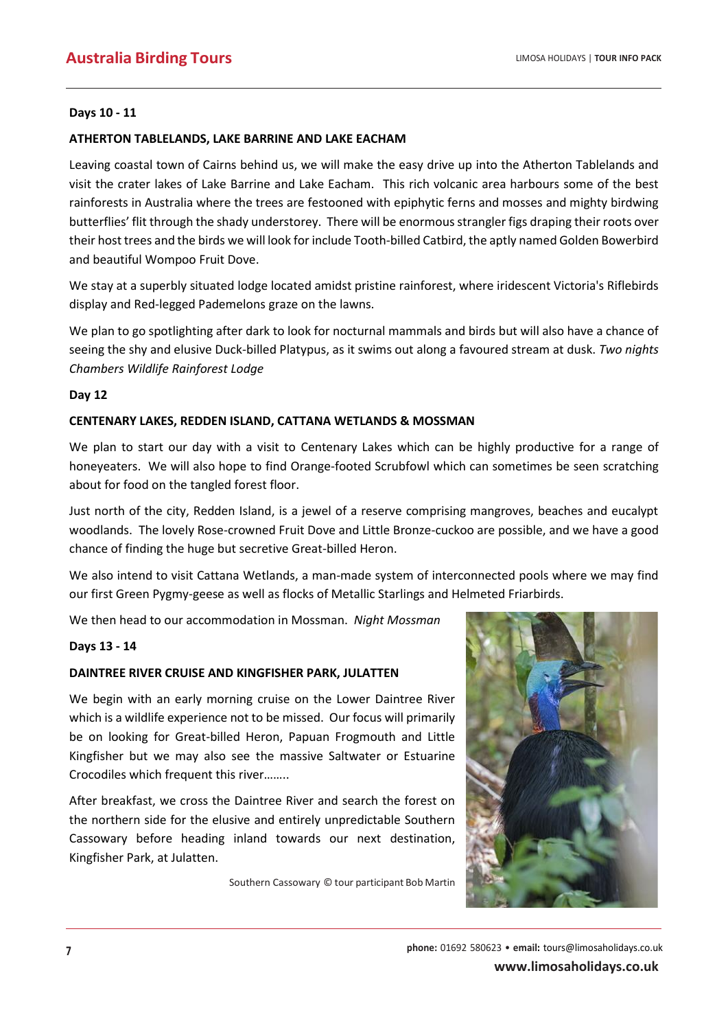**Days 10 - 11**

**ATHERTON TABLELANDS, LAKE BARRINE AND LAKE EACHAM**

Leaving coastal town of Cairns behind us, we will make the easy drive up into the Atherton Tablelands and visit the crater lakes of Lake Barrine and Lake Eacham. This rich volcanic area harbours some of the best rainforests in Australia where the trees are festooned with epiphytic ferns and mosses and mighty birdwing butterflies' flit through the shady understorey. There will be enormous strangler figs draping their roots over their host trees and the birds we will look for include Tooth-billed Catbird, the aptly named Golden Bowerbird and beautiful Wompoo Fruit Dove.

We stay at a superbly situated lodge located amidst pristine rainforest, where iridescent Victoria's Riflebirds display and Red-legged Pademelons graze on the lawns.

We plan to go spotlighting after dark to look for nocturnal mammals and birds but will also have a chance of seeing the shy and elusive Duck-billed Platypus, as it swims out along a favoured stream at dusk. *Two nights Chambers Wildlife Rainforest Lodge*

**Day 12**

**CENTENARY LAKES, REDDEN ISLAND, CATTANA WETLANDS & MOSSMAN**

We plan to start our day with a visit to Centenary Lakes which can be highly productive for a range of honeyeaters. We will also hope to find Orange-footed Scrubfowl which can sometimes be seen scratching about for food on the tangled forest floor.

Just north of the city, Redden Island, is a jewel of a reserve comprising mangroves, beaches and eucalypt woodlands. The lovely Rose-crowned Fruit Dove and Little Bronze-cuckoo are possible, and we have a good chance of finding the huge but secretive Great-billed Heron.

We also intend to visit Cattana Wetlands, a man-made system of interconnected pools where we may find our first Green Pygmy-geese as well as flocks of Metallic Starlings and Helmeted Friarbirds.

We then head to our accommodation in Mossman. *Night Mossman*

**Days 13 - 14**

**DAINTREE RIVER CRUISE AND KINGFISHER PARK, JULATTEN**

We begin with an early morning cruise on the Lower Daintree River which is a wildlife experience not to be missed. Our focus will primarily be on looking for Great-billed Heron, Papuan Frogmouth and Little Kingfisher but we may also see the massive Saltwater or Estuarine Crocodiles which frequent this river……..

After breakfast, we cross the Daintree River and search the forest on the northern side for the elusive and entirely unpredictable Southern Cassowary before heading inland towards our next destination, Kingfisher Park, at Julatten.

Southern Cassowary © tour participant Bob Martin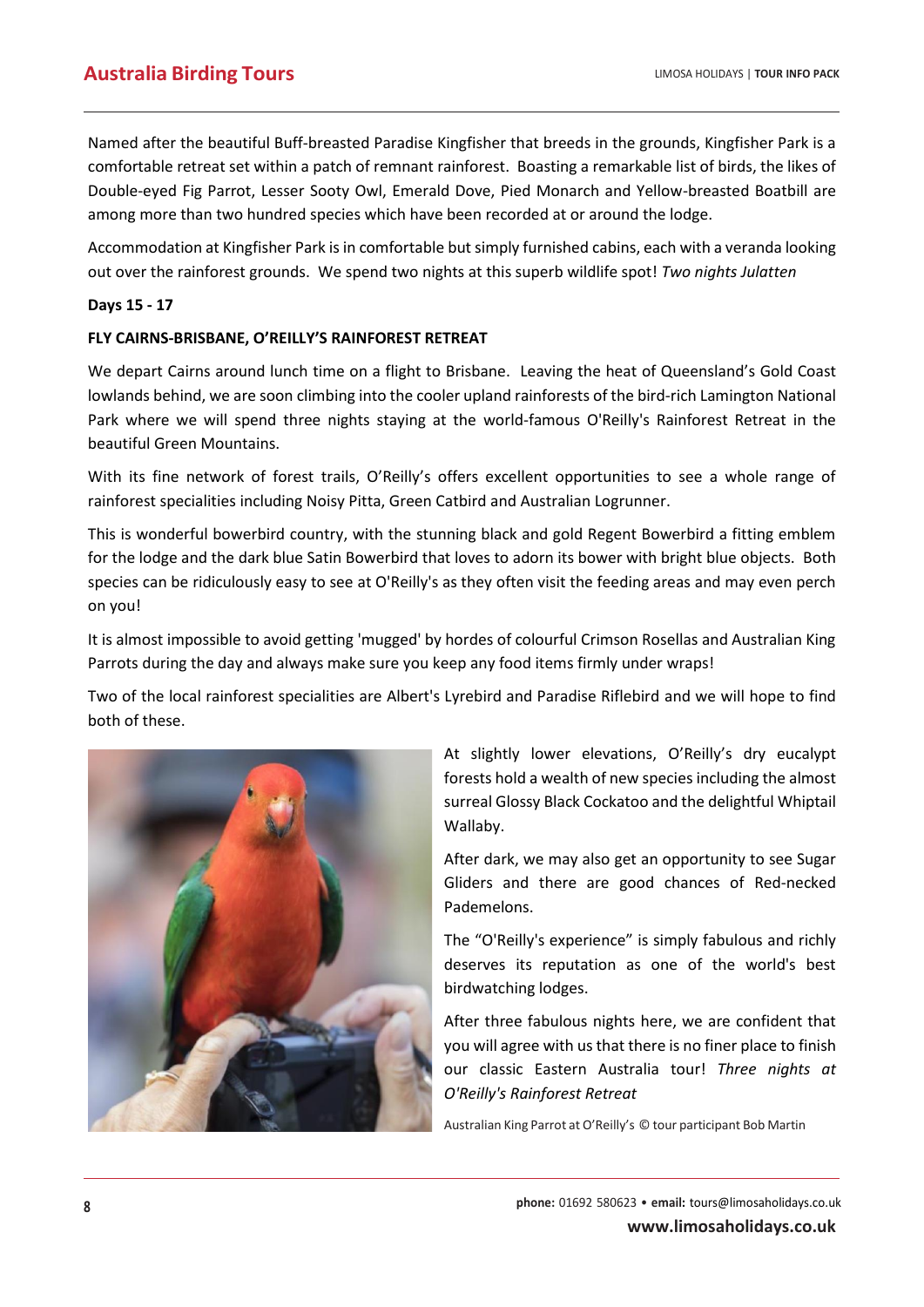Named after the beautiful Buff-breasted Paradise Kingfisher that breeds in the grounds, Kingfisher Park is a comfortable retreat set within a patch of remnant rainforest. Boasting a remarkable list of birds, the likes of Double-eyed Fig Parrot, Lesser Sooty Owl, Emerald Dove, Pied Monarch and Yellow-breasted Boatbill are among more than two hundred species which have been recorded at or around the lodge.

Accommodation at Kingfisher Park is in comfortable but simply furnished cabins, each with a veranda looking out over the rainforest grounds. We spend two nights at this superb wildlife spot! *Two nights Julatten*

**Days 15 - 17**

**FLY CAIRNS-BRISBANE, O'REILLY'S RAINFOREST RETREAT**

We depart Cairns around lunch time on a flight to Brisbane. Leaving the heat of Queensland's Gold Coast lowlands behind, we are soon climbing into the cooler upland rainforests of the bird-rich Lamington National Park where we will spend three nights staying at the world-famous O'Reilly's Rainforest Retreat in the beautiful Green Mountains.

With its fine network of forest trails, O'Reilly's offers excellent opportunities to see a whole range of rainforest specialities including Noisy Pitta, Green Catbird and Australian Logrunner.

This is wonderful bowerbird country, with the stunning black and gold Regent Bowerbird a fitting emblem for the lodge and the dark blue Satin Bowerbird that loves to adorn its bower with bright blue objects. Both species can be ridiculously easy to see at O'Reilly's as they often visit the feeding areas and may even perch on you!

It is almost impossible to avoid getting 'mugged' by hordes of colourful Crimson Rosellas and Australian King Parrots during the day and always make sure you keep any food items firmly under wraps!

Two of the local rainforest specialities are Albert's Lyrebird and Paradise Riflebird and we will hope to find both of these.

At slightly lower elevations, O'Reilly's dry eucalypt forests hold a wealth of new species including the almost surreal Glossy Black Cockatoo and the delightful Whiptail Wallaby.

After dark, we may also get an opportunity to see Sugar Gliders and there are good chances of Red-necked Pademelons.

The "O'Reilly's experience" is simply fabulous and richly deserves its reputation as one of the world's best birdwatching lodges.

After three fabulous nights here, we are confident that you will agree with us that there is no finer place to finish our classic Eastern Australia tour! *Three nights at O'Reilly's Rainforest Retreat*

Australian King Parrot at O'Reilly's © tour participant Bob Martin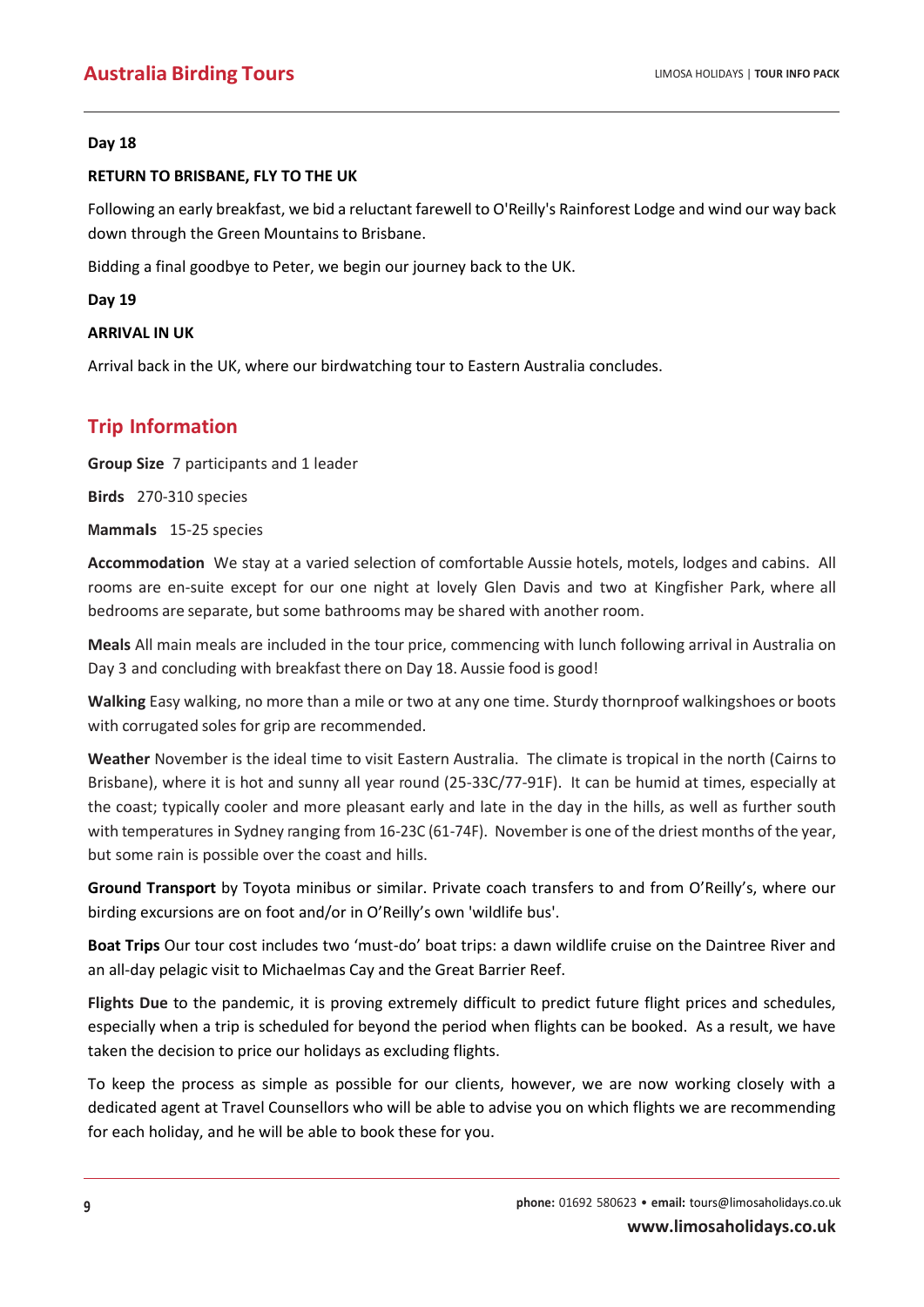**Day 18**

**RETURN TO BRISBANE, FLY TO THE UK**

Following an early breakfast, we bid a reluctant farewell to O'Reilly's Rainforest Lodge and wind our way back down through the Green Mountains to Brisbane.

Bidding a final goodbye to Peter, we begin our journey back to the UK.

**Day 19**

**ARRIVAL IN UK**

Arrival back in the UK, where our birdwatching tour to Eastern Australia concludes.

## Trip Information

**Group Size** 7 participants and 1 leader

**Birds** 270-310 species

**Mammals** 15-25 species

**Accommodation** We stay at a varied selection of comfortable Aussie hotels, motels, lodges and cabins. All rooms are en-suite except for our one night at lovely Glen Davis and two at Kingfisher Park, where all bedrooms are separate, but some bathrooms may be shared with another room.

**Meals** All main meals are included in the tour price, commencing with lunch following arrival in Australia on Day 3 and concluding with breakfast there on Day 18. Aussie food is good!

**Walking** Easy walking, no more than a mile or two at any one time. Sturdy thornproof walkingshoes or boots with corrugated soles for grip are recommended.

**Weather** November is the ideal time to visit Eastern Australia. The climate is tropical in the north (Cairns to Brisbane), where it is hot and sunny all year round (25-33C/77-91F). It can be humid at times, especially at the coast; typically cooler and more pleasant early and late in the day in the hills, as well as further south with temperatures in Sydney ranging from 16-23C (61-74F). November is one of the driest months of the year, but some rain is possible over the coast and hills.

**Ground Transport** by Toyota minibus or similar. Private coach transfers to and from O'Reilly's, where our birding excursions are on foot and/or in O'Reilly's own 'wildlife bus'.

**Boat Trips** Our tour cost includes two 'must-do' boat trips: a dawn wildlife cruise on the Daintree River and an all-day pelagic visit to Michaelmas Cay and the Great Barrier Reef.

**Flights** Due to the pandemic, it is proving extremely difficult to predict future flight prices and schedules, especially when a trip is scheduled for beyond the period when flights can be booked. As a result, we have taken the decision to price our holidays as excluding flights.

To keep the process as simple as possible for our clients, however, we are now working closely with a dedicated agent at Travel Counsellors who will be able to advise you on which flights we are recommending for each holiday, and he will be able to book these for you.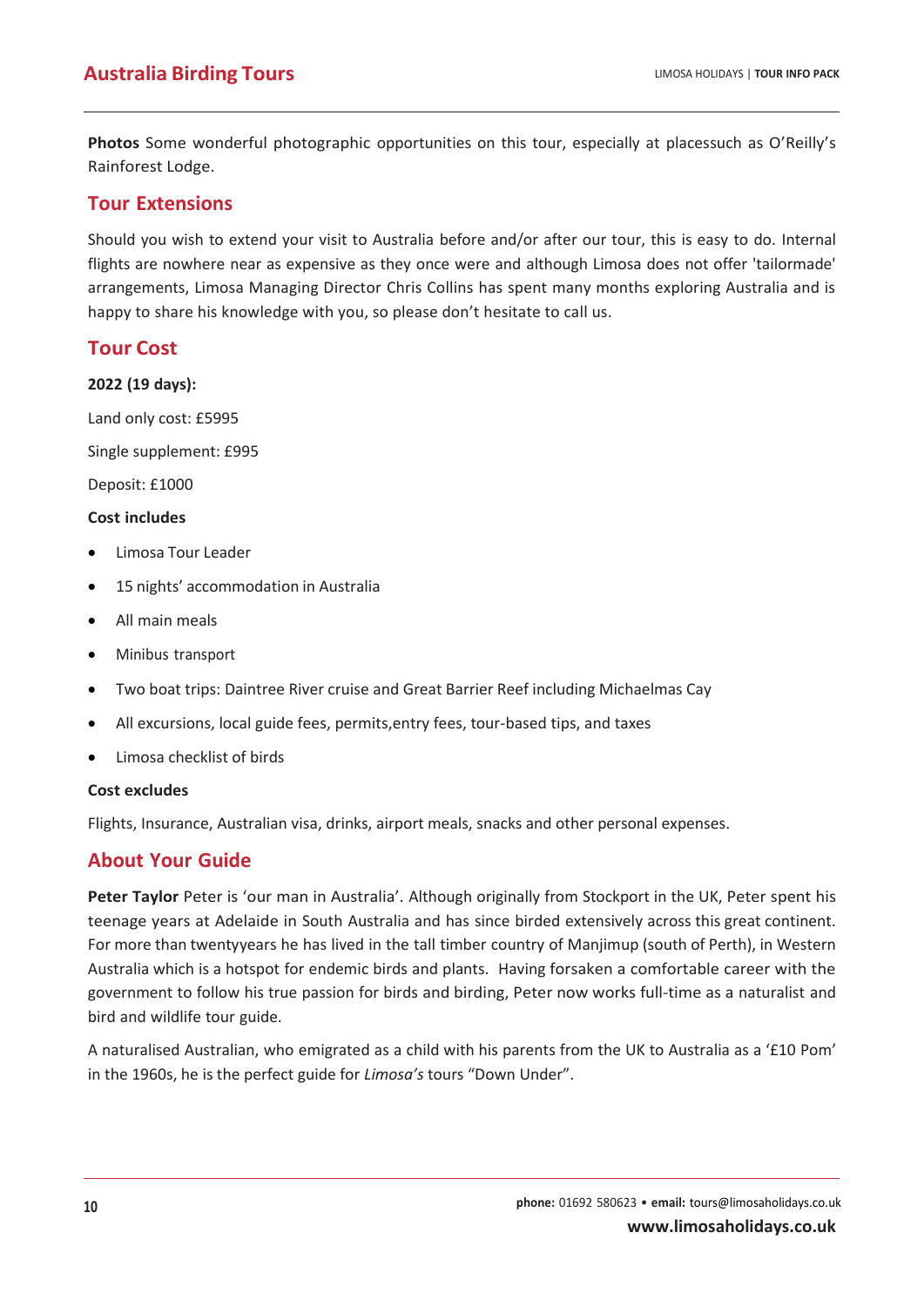**Photos** Some wonderful photographic opportunities on this tour, especially at placessuch as O'Reilly's Rainforest Lodge.

## Tour Extensions

Should you wish to extend your visit to Australia before and/or after our tour, this is easy to do. Internal flights are nowhere near as expensive as they once were and although Limosa does not offer 'tailormade' arrangements, Limosa Managing Director Chris Collins has spent many months exploring Australia and is happy to share his knowledge with you, so please don't hesitate to call us.

## Tour Cost

**2022 (19 days):**

Land only cost: £5995

Single supplement: £995

Deposit: £1000

**Cost includes**

- Limosa Tour Leader
- 15 nights' accommodation in Australia
- All main meals
- Minibus transport
- Two boat trips: Daintree River cruise and Great Barrier Reef including Michaelmas Cay
- All excursions, local guide fees, permits,entry fees, tour-based tips, and taxes
- Limosa checklist of birds

**Cost excludes**

Flights, Insurance, Australian visa, drinks, airport meals, snacks and other personal expenses.

## About Your Guide

**Peter Taylor** Peter is 'our man in Australia'. Although originally from Stockport in the UK, Peter spent his teenage years at Adelaide in South Australia and has since birded extensively across this great continent. For more than twentyyears he has lived in the tall timber country of Manjimup (south of Perth), in Western Australia which is a hotspot for endemic birds and plants. Having forsaken a comfortable career with the government to follow his true passion for birds and birding, Peter now works full-time as a naturalist and bird and wildlife tour guide.

A naturalised Australian, who emigrated as a child with his parents from the UK to Australia as a '£10 Pom' in the 1960s, he is the perfect guide for *Limosa's* tours "Down Under".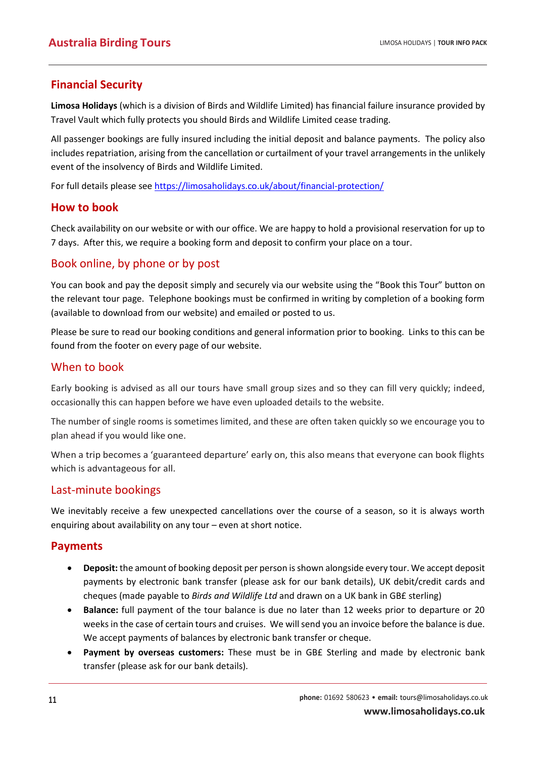## Financial Security

**Limosa Holidays** (which is a division of Birds and Wildlife Limited) has financial failure insurance provided by Travel Vault which fully protects you should Birds and Wildlife Limited cease trading.

All passenger bookings are fully insured including the initial deposit and balance payments. The policy also includes repatriation, arising from the cancellation or curtailment of your travel arrangements in the unlikely event of the insolvency of Birds and Wildlife Limited.

For full details please see https://limosaholidays.co.uk/about/financial-protection/

## How to book

Check availability on our website or with our office. We are happy to hold a provisional reservation for up to 7 days. After this, we require a booking form and deposit to confirm your place on a tour.

### Book online, by phone or by post

You can book and pay the deposit simply and securely via our website using the "Book this Tour" button on the relevant tour page. Telephone bookings must be confirmed in writing by completion of a booking form (available to download from our website) and emailed or posted to us.

Please be sure to read our booking conditions and general information prior to booking. Links to this can be found from the footer on every page of our website.

### When to book

Early booking is advised as all our tours have small group sizes and so they can fill very quickly; indeed, occasionally this can happen before we have even uploaded details to the website.

The number of single rooms is sometimes limited, and these are often taken quickly so we encourage you to plan ahead if you would like one.

When a trip becomes a 'guaranteed departure' early on, this also means that everyone can book flights which is advantageous for all.

### Last-minute bookings

We inevitably receive a few unexpected cancellations over the course of a season, so it is always worth enquiring about availability on any tour – even at short notice.

## Payments

- **Deposit:** the amount of booking deposit per person is shown alongside every tour. We accept deposit payments by electronic bank transfer (please ask for our bank details), UK debit/credit cards and cheques (made payable to *Birds and Wildlife Ltd* and drawn on a UK bank in GB£ sterling)
- **Balance:** full payment of the tour balance is due no later than 12 weeks prior to departure or 20 weeks in the case of certain tours and cruises. We will send you an invoice before the balance is due. We accept payments of balances by electronic bank transfer or cheque.
- **Payment by overseas customers:** These must be in GB£ Sterling and made by electronic bank transfer (please ask for our bank details).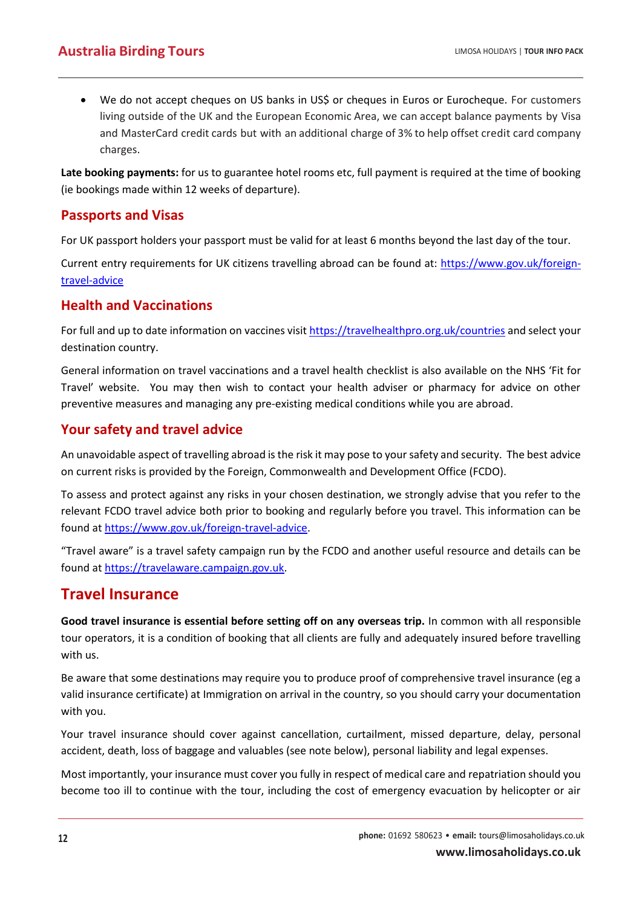- We do not accept cheques on US banks in US$ or cheques in Euros or Eurocheque. For customers living outside of the UK and the European Economic Area, we can accept balance payments by Visa and MasterCard credit cards but with an additional charge of 3% to help offset credit card company charges.

**Late booking payments:** for us to guarantee hotel rooms etc, full payment is required at the time of booking (ie bookings made within 12 weeks of departure).

## Passports and Visas

For UK passport holders your passport must be valid for at least 6 months beyond the last day of the tour.

Current entry requirements for UK citizens travelling abroad can be found at: https://www.gov.uk/foreign-travel-advice

## Health and Vaccinations

For full and up to date information on vaccines visit https://travelhealthpro.org.uk/countries and select your destination country.

General information on travel vaccinations and a travel health checklist is also available on the NHS 'Fit for Travel' website. You may then wish to contact your health adviser or pharmacy for advice on other preventive measures and managing any pre-existing medical conditions while you are abroad.

## Your safety and travel advice

An unavoidable aspect of travelling abroad is the risk it may pose to your safety and security. The best advice on current risks is provided by the Foreign, Commonwealth and Development Office (FCDO).

To assess and protect against any risks in your chosen destination, we strongly advise that you refer to the relevant FCDO travel advice both prior to booking and regularly before you travel. This information can be found at https://www.gov.uk/foreign-travel-advice.

"Travel aware" is a travel safety campaign run by the FCDO and another useful resource and details can be found at https://travelaware.campaign.gov.uk.

# Travel Insurance

**Good travel insurance is essential before setting off on any overseas trip.** In common with all responsible tour operators, it is a condition of booking that all clients are fully and adequately insured before travelling with us.

Be aware that some destinations may require you to produce proof of comprehensive travel insurance (eg a valid insurance certificate) at Immigration on arrival in the country, so you should carry your documentation with you.

Your travel insurance should cover against cancellation, curtailment, missed departure, delay, personal accident, death, loss of baggage and valuables (see note below), personal liability and legal expenses.

Most importantly, your insurance must cover you fully in respect of medical care and repatriation should you become too ill to continue with the tour, including the cost of emergency evacuation by helicopter or air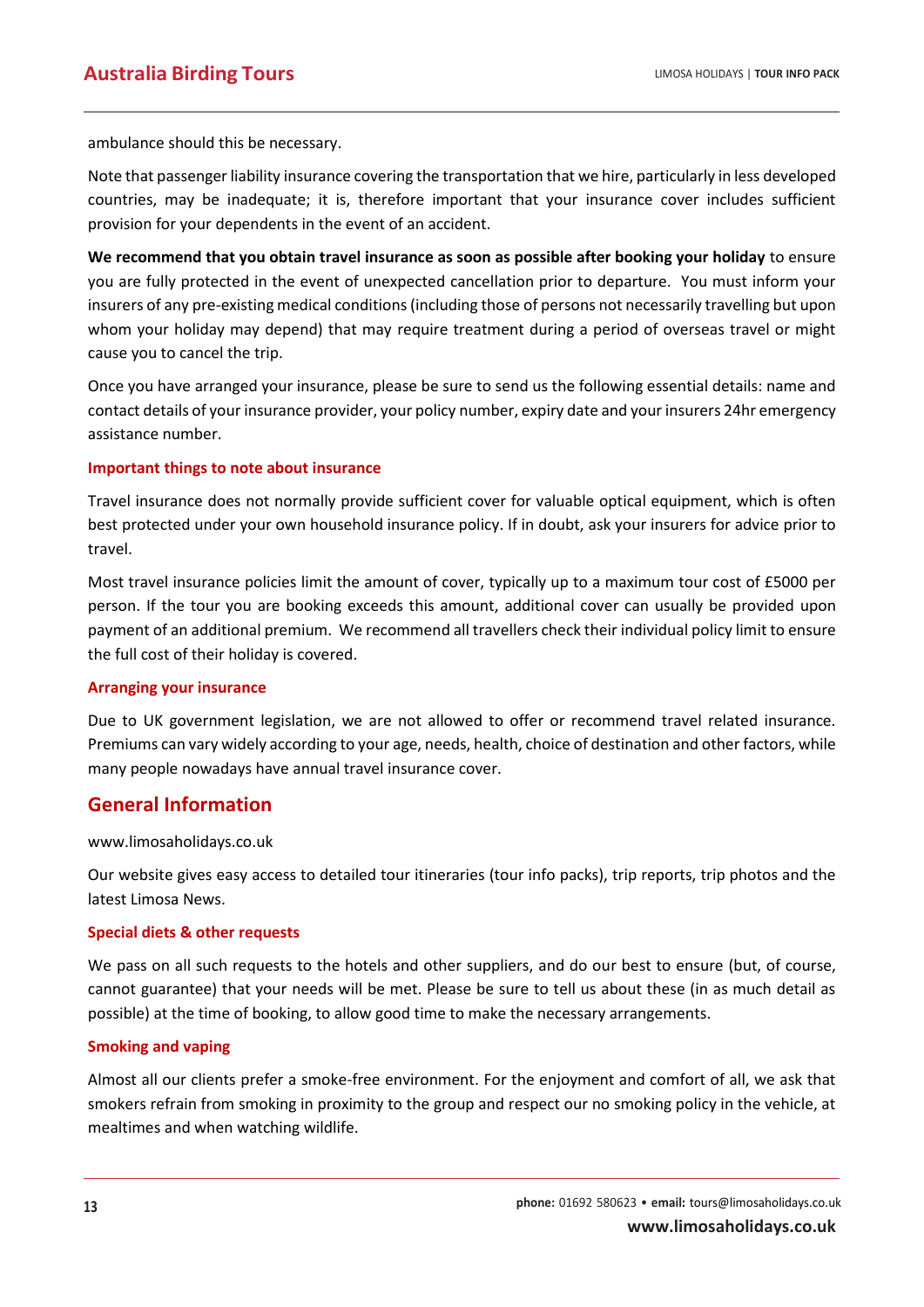ambulance should this be necessary.

Note that passenger liability insurance covering the transportation that we hire, particularly in less developed countries, may be inadequate; it is, therefore important that your insurance cover includes sufficient provision for your dependents in the event of an accident.

**We recommend that you obtain travel insurance as soon as possible after booking your holiday** to ensure you are fully protected in the event of unexpected cancellation prior to departure. You must inform your insurers of any pre-existing medical conditions (including those of persons not necessarily travelling but upon whom your holiday may depend) that may require treatment during a period of overseas travel or might cause you to cancel the trip.

Once you have arranged your insurance, please be sure to send us the following essential details: name and contact details of your insurance provider, your policy number, expiry date and your insurers 24hr emergency assistance number.

### Important things to note about insurance

Travel insurance does not normally provide sufficient cover for valuable optical equipment, which is often best protected under your own household insurance policy. If in doubt, ask your insurers for advice prior to travel.

Most travel insurance policies limit the amount of cover, typically up to a maximum tour cost of £5000 per person. If the tour you are booking exceeds this amount, additional cover can usually be provided upon payment of an additional premium. We recommend all travellers check their individual policy limit to ensure the full cost of their holiday is covered.

### Arranging your insurance

Due to UK government legislation, we are not allowed to offer or recommend travel related insurance. Premiums can vary widely according to your age, needs, health, choice of destination and other factors, while many people nowadays have annual travel insurance cover.

## General Information

www.limosaholidays.co.uk

Our website gives easy access to detailed tour itineraries (tour info packs), trip reports, trip photos and the latest Limosa News.

### Special diets & other requests

We pass on all such requests to the hotels and other suppliers, and do our best to ensure (but, of course, cannot guarantee) that your needs will be met. Please be sure to tell us about these (in as much detail as possible) at the time of booking, to allow good time to make the necessary arrangements.

### Smoking and vaping

Almost all our clients prefer a smoke-free environment. For the enjoyment and comfort of all, we ask that smokers refrain from smoking in proximity to the group and respect our no smoking policy in the vehicle, at mealtimes and when watching wildlife.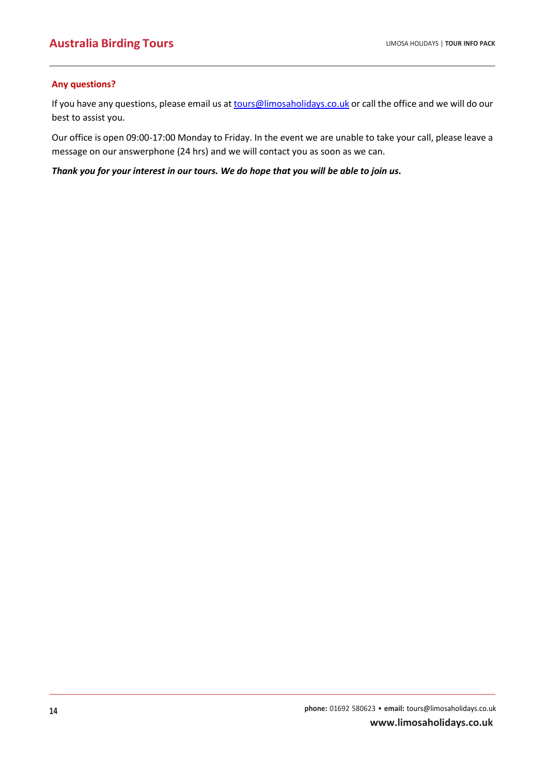## Any questions?

If you have any questions, please email us at tours@limosaholidays.co.uk or call the office and we will do our best to assist you.

Our office is open 09:00-17:00 Monday to Friday. In the event we are unable to take your call, please leave a message on our answerphone (24 hrs) and we will contact you as soon as we can.

***Thank you for your interest in our tours. We do hope that you will be able to join us.***